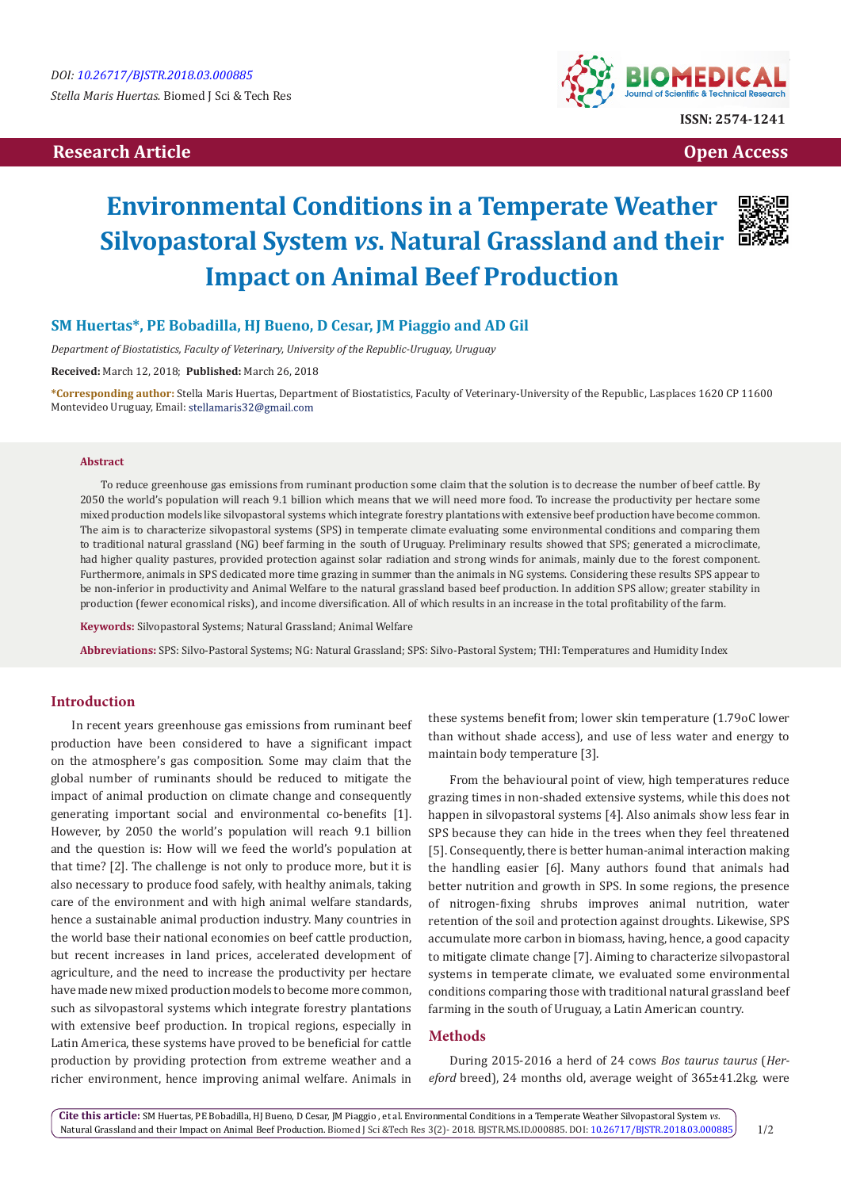DOI: 10.26717/BJSTR.2018.03.000885

*Stella Maris Huertas.* Biomed J Sci & Tech Res

ISSN: 2574-1241

**Research Article** **Open Access**

# Environmental Conditions in a Temperate Weather Silvopastoral System *vs*. Natural Grassland and their Impact on Animal Beef Production

**SM Huertas\*, PE Bobadilla, HJ Bueno, D Cesar, JM Piaggio and AD Gil**

*Department of Biostatistics, Faculty of Veterinary, University of the Republic-Uruguay, Uruguay*

**Received:** March 12, 2018; **Published:** March 26, 2018

**\*Corresponding author:** Stella Maris Huertas, Department of Biostatistics, Faculty of Veterinary-University of the Republic, Lasplaces 1620 CP 11600 Montevideo Uruguay, Email: stellamaris32@gmail.com

## Abstract

To reduce greenhouse gas emissions from ruminant production some claim that the solution is to decrease the number of beef cattle. By 2050 the world's population will reach 9.1 billion which means that we will need more food. To increase the productivity per hectare some mixed production models like silvopastoral systems which integrate forestry plantations with extensive beef production have become common. The aim is to characterize silvopastoral systems (SPS) in temperate climate evaluating some environmental conditions and comparing them to traditional natural grassland (NG) beef farming in the south of Uruguay. Preliminary results showed that SPS; generated a microclimate, had higher quality pastures, provided protection against solar radiation and strong winds for animals, mainly due to the forest component. Furthermore, animals in SPS dedicated more time grazing in summer than the animals in NG systems. Considering these results SPS appear to be non-inferior in productivity and Animal Welfare to the natural grassland based beef production. In addition SPS allow; greater stability in production (fewer economical risks), and income diversification. All of which results in an increase in the total profitability of the farm.

**Keywords:** Silvopastoral Systems; Natural Grassland; Animal Welfare

**Abbreviations:** SPS: Silvo-Pastoral Systems; NG: Natural Grassland; SPS: Silvo-Pastoral System; THI: Temperatures and Humidity Index

## Introduction

In recent years greenhouse gas emissions from ruminant beef production have been considered to have a significant impact on the atmosphere's gas composition. Some may claim that the global number of ruminants should be reduced to mitigate the impact of animal production on climate change and consequently generating important social and environmental co-benefits [1]. However, by 2050 the world's population will reach 9.1 billion and the question is: How will we feed the world's population at that time? [2]. The challenge is not only to produce more, but it is also necessary to produce food safely, with healthy animals, taking care of the environment and with high animal welfare standards, hence a sustainable animal production industry. Many countries in the world base their national economies on beef cattle production, but recent increases in land prices, accelerated development of agriculture, and the need to increase the productivity per hectare have made new mixed production models to become more common, such as silvopastoral systems which integrate forestry plantations with extensive beef production. In tropical regions, especially in Latin America, these systems have proved to be beneficial for cattle production by providing protection from extreme weather and a richer environment, hence improving animal welfare. Animals in these systems benefit from; lower skin temperature (1.79oC lower than without shade access), and use of less water and energy to maintain body temperature [3].

From the behavioural point of view, high temperatures reduce grazing times in non-shaded extensive systems, while this does not happen in silvopastoral systems [4]. Also animals show less fear in SPS because they can hide in the trees when they feel threatened [5]. Consequently, there is better human-animal interaction making the handling easier [6]. Many authors found that animals had better nutrition and growth in SPS. In some regions, the presence of nitrogen-fixing shrubs improves animal nutrition, water retention of the soil and protection against droughts. Likewise, SPS accumulate more carbon in biomass, having, hence, a good capacity to mitigate climate change [7]. Aiming to characterize silvopastoral systems in temperate climate, we evaluated some environmental conditions comparing those with traditional natural grassland beef farming in the south of Uruguay, a Latin American country.

## Methods

During 2015-2016 a herd of 24 cows *Bos taurus taurus* (*Hereford* breed), 24 months old, average weight of 365±41.2kg. were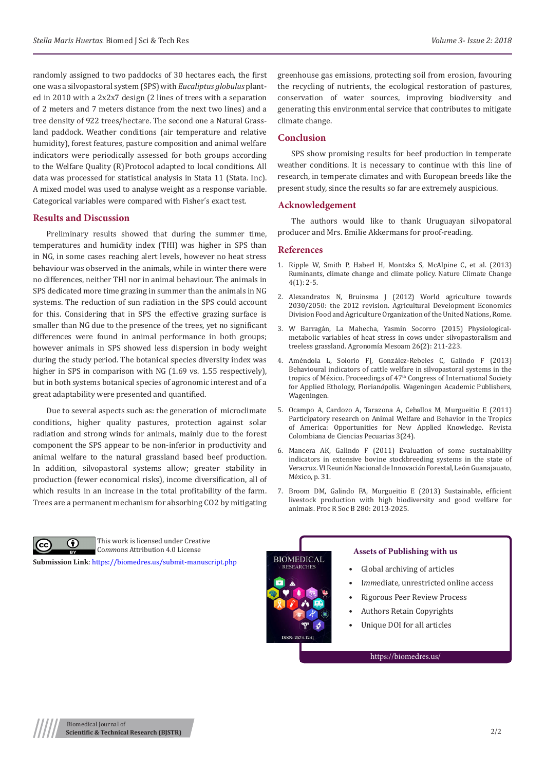randomly assigned to two paddocks of 30 hectares each, the first one was a silvopastoral system (SPS) with *Eucaliptus globulus* planted in 2010 with a 2x2x7 design (2 lines of trees with a separation of 2 meters and 7 meters distance from the next two lines) and a tree density of 922 trees/hectare. The second one a Natural Grassland paddock. Weather conditions (air temperature and relative humidity), forest features, pasture composition and animal welfare indicators were periodically assessed for both groups according to the Welfare Quality (R)Protocol adapted to local conditions. All data was processed for statistical analysis in Stata 11 (Stata. Inc). A mixed model was used to analyse weight as a response variable. Categorical variables were compared with Fisher´s exact test.

## Results and Discussion

Preliminary results showed that during the summer time, temperatures and humidity index (THI) was higher in SPS than in NG, in some cases reaching alert levels, however no heat stress behaviour was observed in the animals, while in winter there were no differences, neither THI nor in animal behaviour. The animals in SPS dedicated more time grazing in summer than the animals in NG systems. The reduction of sun radiation in the SPS could account for this. Considering that in SPS the effective grazing surface is smaller than NG due to the presence of the trees, yet no significant differences were found in animal performance in both groups; however animals in SPS showed less dispersion in body weight during the study period. The botanical species diversity index was higher in SPS in comparison with NG (1.69 vs. 1.55 respectively), but in both systems botanical species of agronomic interest and of a great adaptability were presented and quantified.

Due to several aspects such as: the generation of microclimate conditions, higher quality pastures, protection against solar radiation and strong winds for animals, mainly due to the forest component the SPS appear to be non-inferior in productivity and animal welfare to the natural grassland based beef production. In addition, silvopastoral systems allow; greater stability in production (fewer economical risks), income diversification, all of which results in an increase in the total profitability of the farm. Trees are a permanent mechanism for absorbing CO2 by mitigating greenhouse gas emissions, protecting soil from erosion, favouring the recycling of nutrients, the ecological restoration of pastures, conservation of water sources, improving biodiversity and generating this environmental service that contributes to mitigate climate change.

## Conclusion

SPS show promising results for beef production in temperate weather conditions. It is necessary to continue with this line of research, in temperate climates and with European breeds like the present study, since the results so far are extremely auspicious.

## Acknowledgement

The authors would like to thank Uruguayan silvopatoral producer and Mrs. Emilie Akkermans for proof-reading.

## References

1. Ripple W, Smith P, Haberl H, Montzka S, McAlpine C, et al. (2013) Ruminants, climate change and climate policy. Nature Climate Change 4(1): 2-5.
2. Alexandratos N, Bruinsma J (2012) World agriculture towards 2030/2050: the 2012 revision. Agricultural Development Economics Division Food and Agriculture Organization of the United Nations, Rome.
3. W Barragán, La Mahecha, Yasmin Socorro (2015) Physiological-metabolic variables of heat stress in cows under silvopastoralism and treeless grassland. Agronomía Mesoam 26(2): 211-223.
4. Améndola L, Solorio FJ, González-Rebeles C, Galindo F (2013) Behavioural indicators of cattle welfare in silvopastoral systems in the tropics of México. Proceedings of 47th Congress of International Society for Applied Ethology, Florianópolis. Wageningen Academic Publishers, Wageningen.
5. Ocampo A, Cardozo A, Tarazona A, Ceballos M, Murgueitio E (2011) Participatory research on Animal Welfare and Behavior in the Tropics of America: Opportunities for New Applied Knowledge. Revista Colombiana de Ciencias Pecuarias 3(24).
6. Mancera AK, Galindo F (2011) Evaluation of some sustainability indicators in extensive bovine stockbreeding systems in the state of Veracruz. VI Reunión Nacional de Innovación Forestal, León Guanajauato, México, p. 31.
7. Broom DM, Galindo FA, Murgueitio E (2013) Sustainable, efficient livestock production with high biodiversity and good welfare for animals. Proc R Soc B 280: 2013-2025.

This work is licensed under Creative Commons Attribution 4.0 License

**Submission Link**: https://biomedres.us/submit-manuscript.php

**Assets of Publishing with us**

- Global archiving of articles
- Immediate, unrestricted online access
- Rigorous Peer Review Process
- Authors Retain Copyrights
- Unique DOI for all articles

https://biomedres.us/